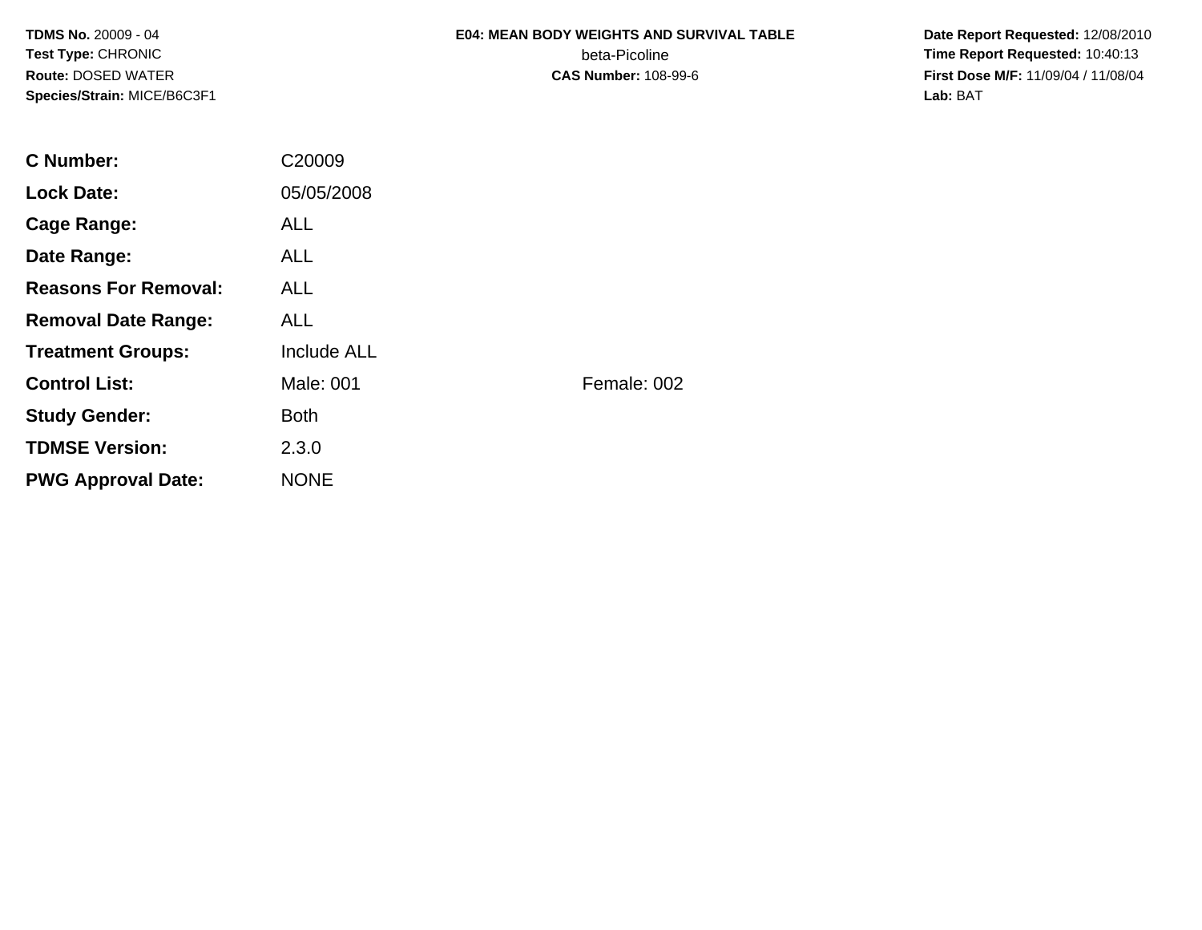**TDMS No.** 20009 - 04
**Test Type:** CHRONIC
**Route:** DOSED WATER
**Species/Strain:** MICE/B6C3F1

**E04: MEAN BODY WEIGHTS AND SURVIVAL TABLE**
beta-Picoline
**CAS Number:** 108-99-6

**Date Report Requested:** 12/08/2010
**Time Report Requested:** 10:40:13
**First Dose M/F:** 11/09/04 / 11/08/04
**Lab:** BAT

| | | |
|---|---|---|
| **C Number:** | C20009 | |
| **Lock Date:** | 05/05/2008 | |
| **Cage Range:** | ALL | |
| **Date Range:** | ALL | |
| **Reasons For Removal:** | ALL | |
| **Removal Date Range:** | ALL | |
| **Treatment Groups:** | Include ALL | |
| **Control List:** | Male: 001 | Female: 002 |
| **Study Gender:** | Both | |
| **TDMSE Version:** | 2.3.0 | |
| **PWG Approval Date:** | NONE | |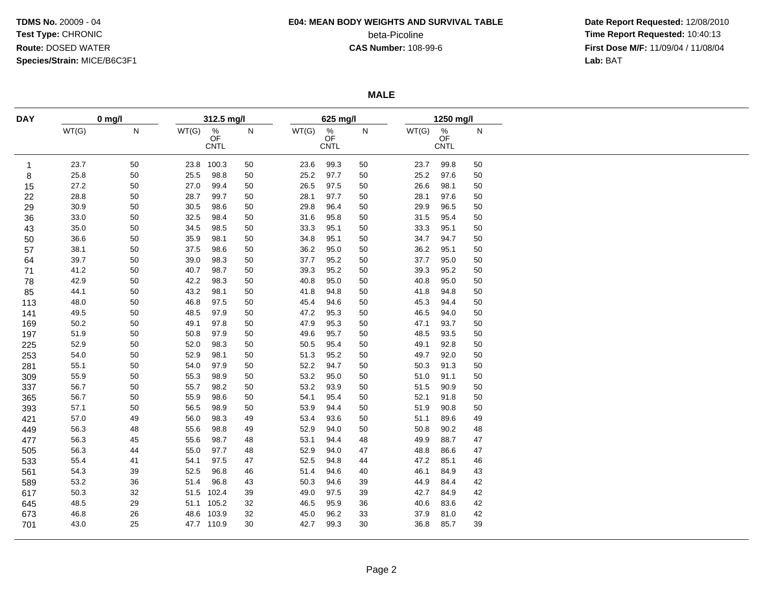**TDMS No.** 20009 - 04
**Test Type:** CHRONIC
**Route:** DOSED WATER
**Species/Strain:** MICE/B6C3F1

**E04: MEAN BODY WEIGHTS AND SURVIVAL TABLE**
beta-Picoline
**CAS Number:** 108-99-6

**Date Report Requested:** 12/08/2010
**Time Report Requested:** 10:40:13
**First Dose M/F:** 11/09/04 / 11/08/04
**Lab:** BAT

**MALE**

| DAY | 0 mg/l | | 312.5 mg/l | | | 625 mg/l | | | 1250 mg/l | | |
|---|---|---|---|---|---|---|---|---|---|---|---|
| | WT(G) | N | WT(G) | % OF CNTL | N | WT(G) | % OF CNTL | N | WT(G) | % OF CNTL | N |
| 1 | 23.7 | 50 | 23.8 | 100.3 | 50 | 23.6 | 99.3 | 50 | 23.7 | 99.8 | 50 |
| 8 | 25.8 | 50 | 25.5 | 98.8 | 50 | 25.2 | 97.7 | 50 | 25.2 | 97.6 | 50 |
| 15 | 27.2 | 50 | 27.0 | 99.4 | 50 | 26.5 | 97.5 | 50 | 26.6 | 98.1 | 50 |
| 22 | 28.8 | 50 | 28.7 | 99.7 | 50 | 28.1 | 97.7 | 50 | 28.1 | 97.6 | 50 |
| 29 | 30.9 | 50 | 30.5 | 98.6 | 50 | 29.8 | 96.4 | 50 | 29.9 | 96.5 | 50 |
| 36 | 33.0 | 50 | 32.5 | 98.4 | 50 | 31.6 | 95.8 | 50 | 31.5 | 95.4 | 50 |
| 43 | 35.0 | 50 | 34.5 | 98.5 | 50 | 33.3 | 95.1 | 50 | 33.3 | 95.1 | 50 |
| 50 | 36.6 | 50 | 35.9 | 98.1 | 50 | 34.8 | 95.1 | 50 | 34.7 | 94.7 | 50 |
| 57 | 38.1 | 50 | 37.5 | 98.6 | 50 | 36.2 | 95.0 | 50 | 36.2 | 95.1 | 50 |
| 64 | 39.7 | 50 | 39.0 | 98.3 | 50 | 37.7 | 95.2 | 50 | 37.7 | 95.0 | 50 |
| 71 | 41.2 | 50 | 40.7 | 98.7 | 50 | 39.3 | 95.2 | 50 | 39.3 | 95.2 | 50 |
| 78 | 42.9 | 50 | 42.2 | 98.3 | 50 | 40.8 | 95.0 | 50 | 40.8 | 95.0 | 50 |
| 85 | 44.1 | 50 | 43.2 | 98.1 | 50 | 41.8 | 94.8 | 50 | 41.8 | 94.8 | 50 |
| 113 | 48.0 | 50 | 46.8 | 97.5 | 50 | 45.4 | 94.6 | 50 | 45.3 | 94.4 | 50 |
| 141 | 49.5 | 50 | 48.5 | 97.9 | 50 | 47.2 | 95.3 | 50 | 46.5 | 94.0 | 50 |
| 169 | 50.2 | 50 | 49.1 | 97.8 | 50 | 47.9 | 95.3 | 50 | 47.1 | 93.7 | 50 |
| 197 | 51.9 | 50 | 50.8 | 97.9 | 50 | 49.6 | 95.7 | 50 | 48.5 | 93.5 | 50 |
| 225 | 52.9 | 50 | 52.0 | 98.3 | 50 | 50.5 | 95.4 | 50 | 49.1 | 92.8 | 50 |
| 253 | 54.0 | 50 | 52.9 | 98.1 | 50 | 51.3 | 95.2 | 50 | 49.7 | 92.0 | 50 |
| 281 | 55.1 | 50 | 54.0 | 97.9 | 50 | 52.2 | 94.7 | 50 | 50.3 | 91.3 | 50 |
| 309 | 55.9 | 50 | 55.3 | 98.9 | 50 | 53.2 | 95.0 | 50 | 51.0 | 91.1 | 50 |
| 337 | 56.7 | 50 | 55.7 | 98.2 | 50 | 53.2 | 93.9 | 50 | 51.5 | 90.9 | 50 |
| 365 | 56.7 | 50 | 55.9 | 98.6 | 50 | 54.1 | 95.4 | 50 | 52.1 | 91.8 | 50 |
| 393 | 57.1 | 50 | 56.5 | 98.9 | 50 | 53.9 | 94.4 | 50 | 51.9 | 90.8 | 50 |
| 421 | 57.0 | 49 | 56.0 | 98.3 | 49 | 53.4 | 93.6 | 50 | 51.1 | 89.6 | 49 |
| 449 | 56.3 | 48 | 55.6 | 98.8 | 49 | 52.9 | 94.0 | 50 | 50.8 | 90.2 | 48 |
| 477 | 56.3 | 45 | 55.6 | 98.7 | 48 | 53.1 | 94.4 | 48 | 49.9 | 88.7 | 47 |
| 505 | 56.3 | 44 | 55.0 | 97.7 | 48 | 52.9 | 94.0 | 47 | 48.8 | 86.6 | 47 |
| 533 | 55.4 | 41 | 54.1 | 97.5 | 47 | 52.5 | 94.8 | 44 | 47.2 | 85.1 | 46 |
| 561 | 54.3 | 39 | 52.5 | 96.8 | 46 | 51.4 | 94.6 | 40 | 46.1 | 84.9 | 43 |
| 589 | 53.2 | 36 | 51.4 | 96.8 | 43 | 50.3 | 94.6 | 39 | 44.9 | 84.4 | 42 |
| 617 | 50.3 | 32 | 51.5 | 102.4 | 39 | 49.0 | 97.5 | 39 | 42.7 | 84.9 | 42 |
| 645 | 48.5 | 29 | 51.1 | 105.2 | 32 | 46.5 | 95.9 | 36 | 40.6 | 83.6 | 42 |
| 673 | 46.8 | 26 | 48.6 | 103.9 | 32 | 45.0 | 96.2 | 33 | 37.9 | 81.0 | 42 |
| 701 | 43.0 | 25 | 47.7 | 110.9 | 30 | 42.7 | 99.3 | 30 | 36.8 | 85.7 | 39 |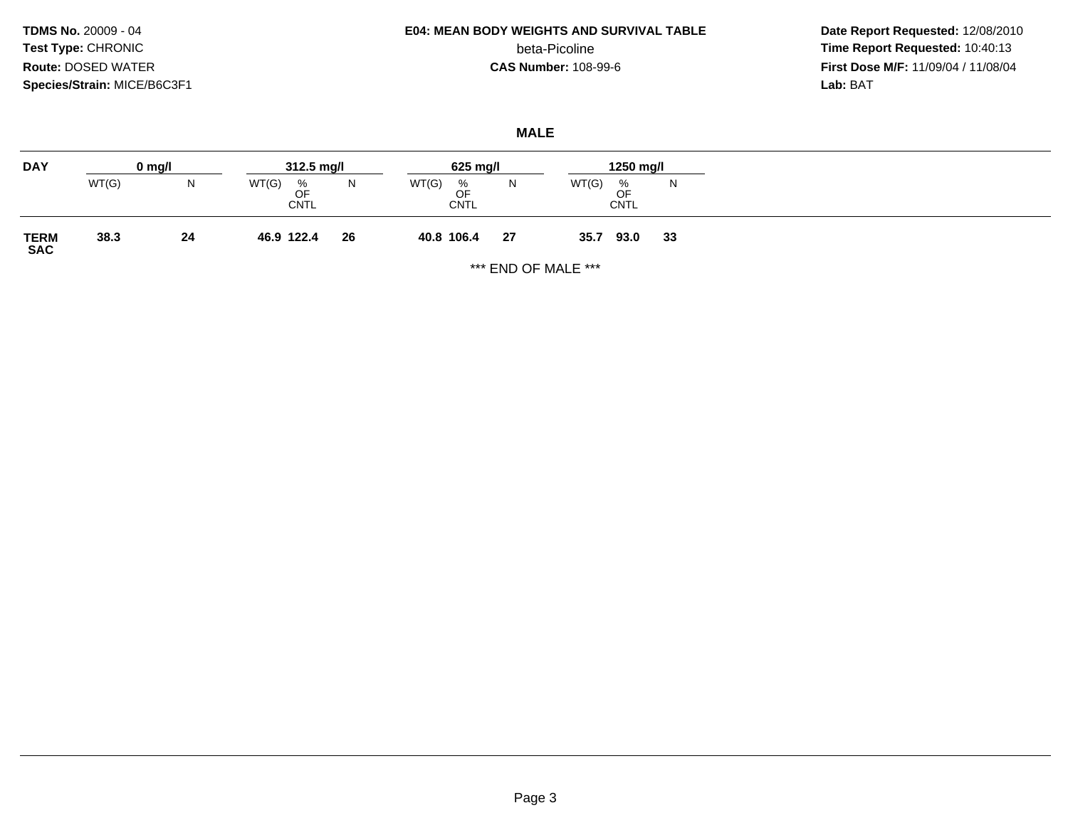**TDMS No.** 20009 - 04
**Test Type:** CHRONIC
**Route:** DOSED WATER
**Species/Strain:** MICE/B6C3F1

**E04: MEAN BODY WEIGHTS AND SURVIVAL TABLE**
beta-Picoline
**CAS Number:** 108-99-6

**Date Report Requested:** 12/08/2010
**Time Report Requested:** 10:40:13
**First Dose M/F:** 11/09/04 / 11/08/04
**Lab:** BAT

## MALE

| DAY | 0 mg/l | | 312.5 mg/l | | | 625 mg/l | | | 1250 mg/l | | |
|---|---|---|---|---|---|---|---|---|---|---|---|
| | WT(G) | N | WT(G) | % OF CNTL | N | WT(G) | % OF CNTL | N | WT(G) | % OF CNTL | N |
| **TERM SAC** | **38.3** | **24** | **46.9** | **122.4** | **26** | **40.8** | **106.4** | **27** | **35.7** | **93.0** | **33** |

*** END OF MALE ***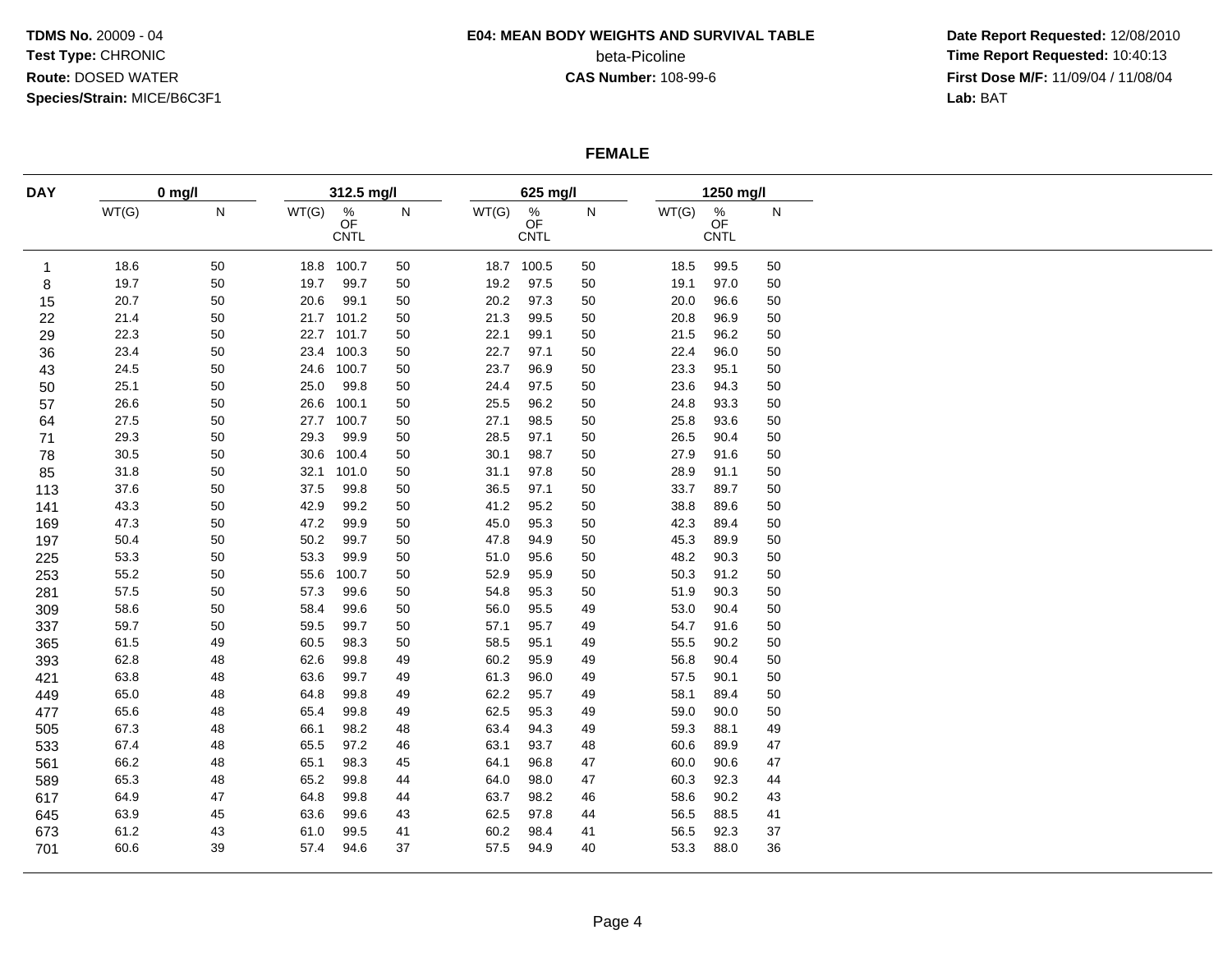**TDMS No.** 20009 - 04
**Test Type:** CHRONIC
**Route:** DOSED WATER
**Species/Strain:** MICE/B6C3F1

**E04: MEAN BODY WEIGHTS AND SURVIVAL TABLE**
beta-Picoline
**CAS Number:** 108-99-6

**Date Report Requested:** 12/08/2010
**Time Report Requested:** 10:40:13
**First Dose M/F:** 11/09/04 / 11/08/04
**Lab:** BAT

## FEMALE

| DAY | 0 mg/l | | 312.5 mg/l | | | 625 mg/l | | | 1250 mg/l | | |
|---|---|---|---|---|---|---|---|---|---|---|---|
| | WT(G) | N | WT(G) | % OF CNTL | N | WT(G) | % OF CNTL | N | WT(G) | % OF CNTL | N |
| 1 | 18.6 | 50 | 18.8 | 100.7 | 50 | 18.7 | 100.5 | 50 | 18.5 | 99.5 | 50 |
| 8 | 19.7 | 50 | 19.7 | 99.7 | 50 | 19.2 | 97.5 | 50 | 19.1 | 97.0 | 50 |
| 15 | 20.7 | 50 | 20.6 | 99.1 | 50 | 20.2 | 97.3 | 50 | 20.0 | 96.6 | 50 |
| 22 | 21.4 | 50 | 21.7 | 101.2 | 50 | 21.3 | 99.5 | 50 | 20.8 | 96.9 | 50 |
| 29 | 22.3 | 50 | 22.7 | 101.7 | 50 | 22.1 | 99.1 | 50 | 21.5 | 96.2 | 50 |
| 36 | 23.4 | 50 | 23.4 | 100.3 | 50 | 22.7 | 97.1 | 50 | 22.4 | 96.0 | 50 |
| 43 | 24.5 | 50 | 24.6 | 100.7 | 50 | 23.7 | 96.9 | 50 | 23.3 | 95.1 | 50 |
| 50 | 25.1 | 50 | 25.0 | 99.8 | 50 | 24.4 | 97.5 | 50 | 23.6 | 94.3 | 50 |
| 57 | 26.6 | 50 | 26.6 | 100.1 | 50 | 25.5 | 96.2 | 50 | 24.8 | 93.3 | 50 |
| 64 | 27.5 | 50 | 27.7 | 100.7 | 50 | 27.1 | 98.5 | 50 | 25.8 | 93.6 | 50 |
| 71 | 29.3 | 50 | 29.3 | 99.9 | 50 | 28.5 | 97.1 | 50 | 26.5 | 90.4 | 50 |
| 78 | 30.5 | 50 | 30.6 | 100.4 | 50 | 30.1 | 98.7 | 50 | 27.9 | 91.6 | 50 |
| 85 | 31.8 | 50 | 32.1 | 101.0 | 50 | 31.1 | 97.8 | 50 | 28.9 | 91.1 | 50 |
| 113 | 37.6 | 50 | 37.5 | 99.8 | 50 | 36.5 | 97.1 | 50 | 33.7 | 89.7 | 50 |
| 141 | 43.3 | 50 | 42.9 | 99.2 | 50 | 41.2 | 95.2 | 50 | 38.8 | 89.6 | 50 |
| 169 | 47.3 | 50 | 47.2 | 99.9 | 50 | 45.0 | 95.3 | 50 | 42.3 | 89.4 | 50 |
| 197 | 50.4 | 50 | 50.2 | 99.7 | 50 | 47.8 | 94.9 | 50 | 45.3 | 89.9 | 50 |
| 225 | 53.3 | 50 | 53.3 | 99.9 | 50 | 51.0 | 95.6 | 50 | 48.2 | 90.3 | 50 |
| 253 | 55.2 | 50 | 55.6 | 100.7 | 50 | 52.9 | 95.9 | 50 | 50.3 | 91.2 | 50 |
| 281 | 57.5 | 50 | 57.3 | 99.6 | 50 | 54.8 | 95.3 | 50 | 51.9 | 90.3 | 50 |
| 309 | 58.6 | 50 | 58.4 | 99.6 | 50 | 56.0 | 95.5 | 49 | 53.0 | 90.4 | 50 |
| 337 | 59.7 | 50 | 59.5 | 99.7 | 50 | 57.1 | 95.7 | 49 | 54.7 | 91.6 | 50 |
| 365 | 61.5 | 49 | 60.5 | 98.3 | 50 | 58.5 | 95.1 | 49 | 55.5 | 90.2 | 50 |
| 393 | 62.8 | 48 | 62.6 | 99.8 | 49 | 60.2 | 95.9 | 49 | 56.8 | 90.4 | 50 |
| 421 | 63.8 | 48 | 63.6 | 99.7 | 49 | 61.3 | 96.0 | 49 | 57.5 | 90.1 | 50 |
| 449 | 65.0 | 48 | 64.8 | 99.8 | 49 | 62.2 | 95.7 | 49 | 58.1 | 89.4 | 50 |
| 477 | 65.6 | 48 | 65.4 | 99.8 | 49 | 62.5 | 95.3 | 49 | 59.0 | 90.0 | 50 |
| 505 | 67.3 | 48 | 66.1 | 98.2 | 48 | 63.4 | 94.3 | 49 | 59.3 | 88.1 | 49 |
| 533 | 67.4 | 48 | 65.5 | 97.2 | 46 | 63.1 | 93.7 | 48 | 60.6 | 89.9 | 47 |
| 561 | 66.2 | 48 | 65.1 | 98.3 | 45 | 64.1 | 96.8 | 47 | 60.0 | 90.6 | 47 |
| 589 | 65.3 | 48 | 65.2 | 99.8 | 44 | 64.0 | 98.0 | 47 | 60.3 | 92.3 | 44 |
| 617 | 64.9 | 47 | 64.8 | 99.8 | 44 | 63.7 | 98.2 | 46 | 58.6 | 90.2 | 43 |
| 645 | 63.9 | 45 | 63.6 | 99.6 | 43 | 62.5 | 97.8 | 44 | 56.5 | 88.5 | 41 |
| 673 | 61.2 | 43 | 61.0 | 99.5 | 41 | 60.2 | 98.4 | 41 | 56.5 | 92.3 | 37 |
| 701 | 60.6 | 39 | 57.4 | 94.6 | 37 | 57.5 | 94.9 | 40 | 53.3 | 88.0 | 36 |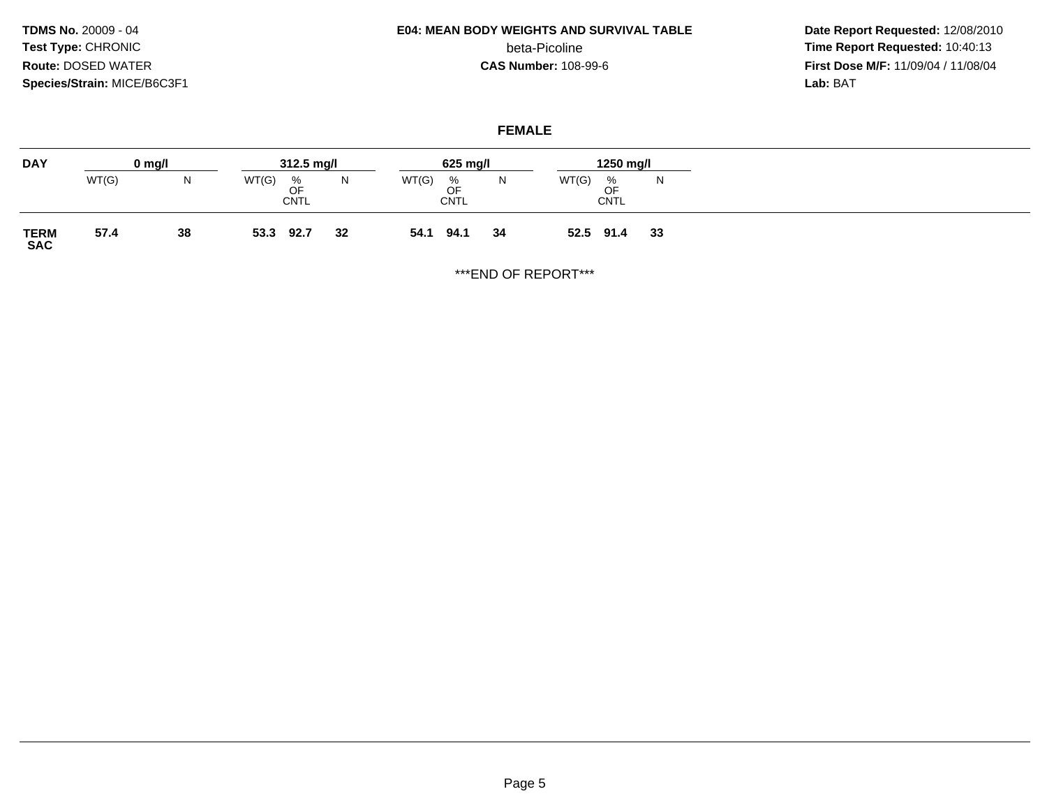**TDMS No.** 20009 - 04
**Test Type:** CHRONIC
**Route:** DOSED WATER
**Species/Strain:** MICE/B6C3F1

**E04: MEAN BODY WEIGHTS AND SURVIVAL TABLE**
beta-Picoline
**CAS Number:** 108-99-6

**Date Report Requested:** 12/08/2010
**Time Report Requested:** 10:40:13
**First Dose M/F:** 11/09/04 / 11/08/04
**Lab:** BAT

## FEMALE

| DAY | 0 mg/l | | 312.5 mg/l | | | 625 mg/l | | | 1250 mg/l | | |
|---|---|---|---|---|---|---|---|---|---|---|---|
| | WT(G) | N | WT(G) | % OF CNTL | N | WT(G) | % OF CNTL | N | WT(G) | % OF CNTL | N |
| **TERM SAC** | **57.4** | **38** | **53.3** | **92.7** | **32** | **54.1** | **94.1** | **34** | **52.5** | **91.4** | **33** |

***END OF REPORT***